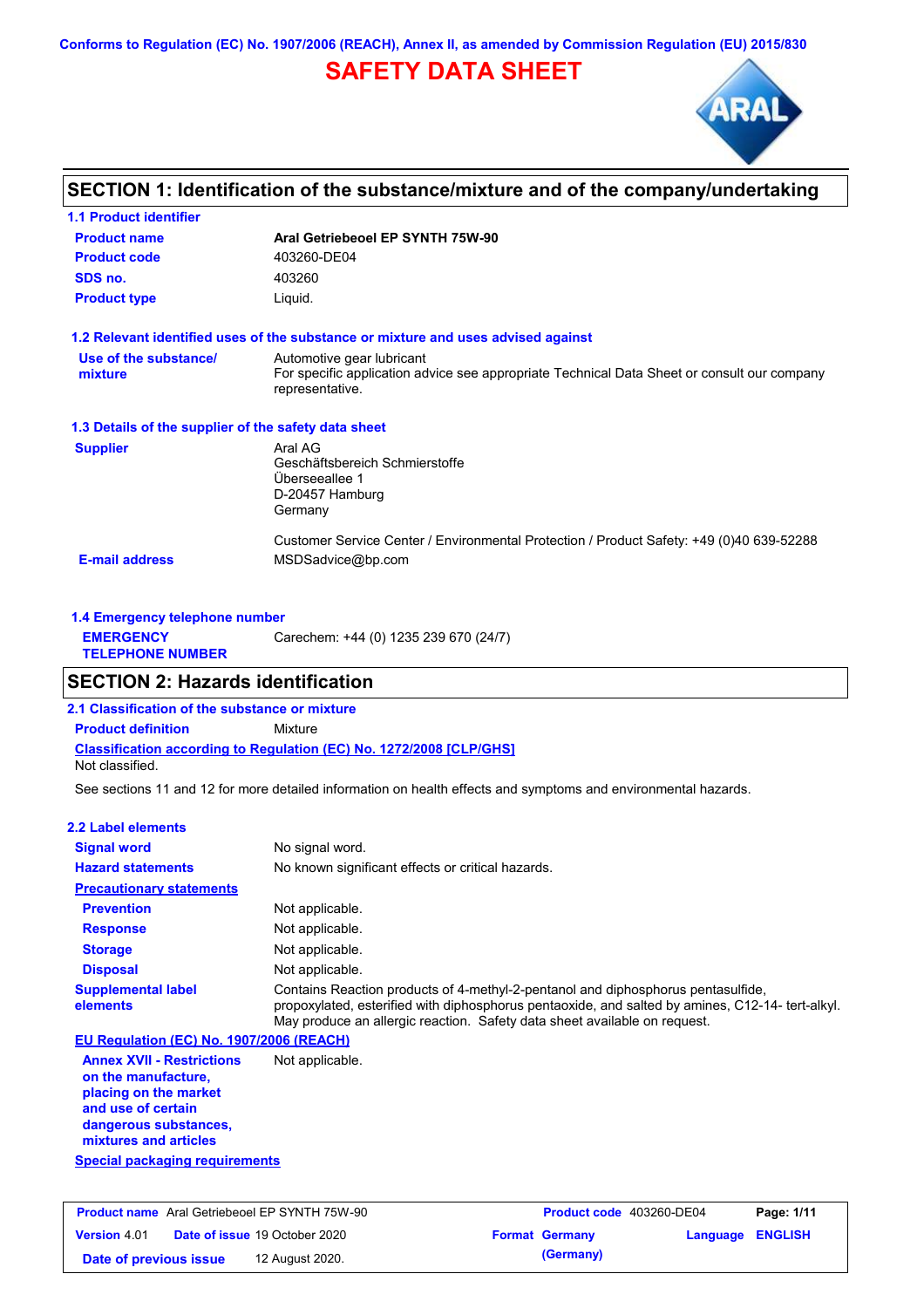Conforms to Regulation (EC) No. 1907/2006 (REACH), Annex II, as amended by Commission Regulation (EU) 2015/830

# SAFETY DATA SHEET

## SECTION 1: Identification of the substance/mixture and of the company/undertaking

### 1.1 Product identifier

**Product name** Aral Getriebeoel EP SYNTH 75W-90

**Product code** 403260-DE04

**SDS no.** 403260

**Product type** Liquid.

### 1.2 Relevant identified uses of the substance or mixture and uses advised against

**Use of the substance/ mixture** Automotive gear lubricant
For specific application advice see appropriate Technical Data Sheet or consult our company representative.

### 1.3 Details of the supplier of the safety data sheet

**Supplier**
Aral AG
Geschäftsbereich Schmierstoffe
Überseeallee 1
D-20457 Hamburg
Germany

Customer Service Center / Environmental Protection / Product Safety: +49 (0)40 639-52288

**E-mail address** MSDSadvice@bp.com

### 1.4 Emergency telephone number

**EMERGENCY TELEPHONE NUMBER** Carechem: +44 (0) 1235 239 670 (24/7)

## SECTION 2: Hazards identification

### 2.1 Classification of the substance or mixture

**Product definition** Mixture

**Classification according to Regulation (EC) No. 1272/2008 [CLP/GHS]**

Not classified.

See sections 11 and 12 for more detailed information on health effects and symptoms and environmental hazards.

### 2.2 Label elements

**Signal word** No signal word.

**Hazard statements** No known significant effects or critical hazards.

**Precautionary statements**

**Prevention** Not applicable.

**Response** Not applicable.

**Storage** Not applicable.

**Disposal** Not applicable.

**Supplemental label elements** Contains Reaction products of 4-methyl-2-pentanol and diphosphorus pentasulfide, propoxylated, esterified with diphosphorus pentaoxide, and salted by amines, C12-14- tert-alkyl. May produce an allergic reaction. Safety data sheet available on request.

**EU Regulation (EC) No. 1907/2006 (REACH)**

**Annex XVII - Restrictions on the manufacture, placing on the market and use of certain dangerous substances, mixtures and articles** Not applicable.

**Special packaging requirements**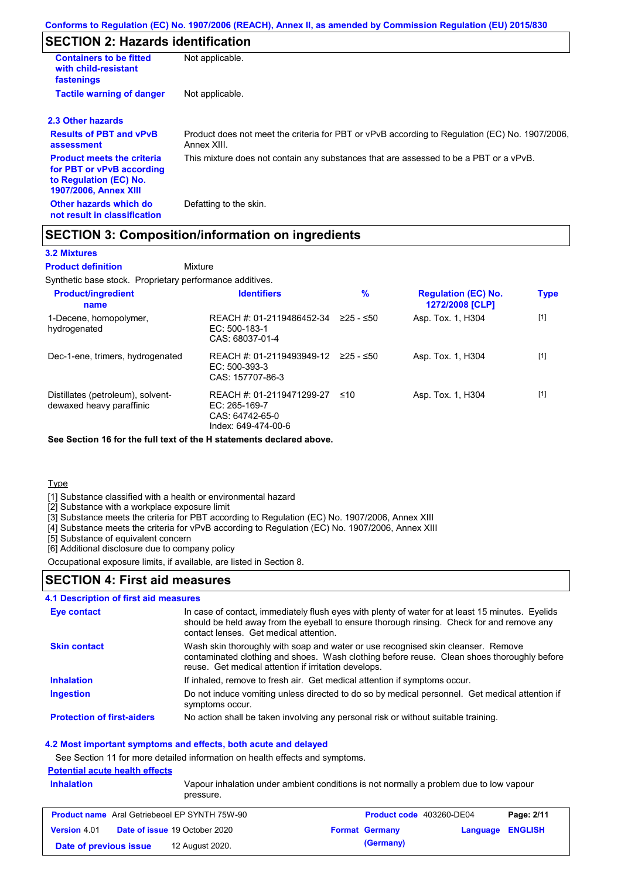## SECTION 2: Hazards identification

| | |
|---|---|
| **Containers to be fitted with child-resistant fastenings** | Not applicable. |
| **Tactile warning of danger** | Not applicable. |

### 2.3 Other hazards

| | |
|---|---|
| **Results of PBT and vPvB assessment** | Product does not meet the criteria for PBT or vPvB according to Regulation (EC) No. 1907/2006, Annex XIII. |
| **Product meets the criteria for PBT or vPvB according to Regulation (EC) No. 1907/2006, Annex XIII** | This mixture does not contain any substances that are assessed to be a PBT or a vPvB. |
| **Other hazards which do not result in classification** | Defatting to the skin. |

## SECTION 3: Composition/information on ingredients

### 3.2 Mixtures

**Product definition** Mixture

Synthetic base stock. Proprietary performance additives.

| Product/ingredient name | Identifiers | % | Regulation (EC) No. 1272/2008 [CLP] | Type |
|---|---|---|---|---|
| 1-Decene, homopolymer, hydrogenated | REACH #: 01-2119486452-34<br>EC: 500-183-1<br>CAS: 68037-01-4 | ≥25 - ≤50 | Asp. Tox. 1, H304 | [1] |
| Dec-1-ene, trimers, hydrogenated | REACH #: 01-2119493949-12<br>EC: 500-393-3<br>CAS: 157707-86-3 | ≥25 - ≤50 | Asp. Tox. 1, H304 | [1] |
| Distillates (petroleum), solvent-dewaxed heavy paraffinic | REACH #: 01-2119471299-27<br>EC: 265-169-7<br>CAS: 64742-65-0<br>Index: 649-474-00-6 | ≤10 | Asp. Tox. 1, H304 | [1] |

**See Section 16 for the full text of the H statements declared above.**

Type

[1] Substance classified with a health or environmental hazard
[2] Substance with a workplace exposure limit
[3] Substance meets the criteria for PBT according to Regulation (EC) No. 1907/2006, Annex XIII
[4] Substance meets the criteria for vPvB according to Regulation (EC) No. 1907/2006, Annex XIII
[5] Substance of equivalent concern
[6] Additional disclosure due to company policy

Occupational exposure limits, if available, are listed in Section 8.

## SECTION 4: First aid measures

### 4.1 Description of first aid measures

| | |
|---|---|
| **Eye contact** | In case of contact, immediately flush eyes with plenty of water for at least 15 minutes. Eyelids should be held away from the eyeball to ensure thorough rinsing. Check for and remove any contact lenses. Get medical attention. |
| **Skin contact** | Wash skin thoroughly with soap and water or use recognised skin cleanser. Remove contaminated clothing and shoes. Wash clothing before reuse. Clean shoes thoroughly before reuse. Get medical attention if irritation develops. |
| **Inhalation** | If inhaled, remove to fresh air. Get medical attention if symptoms occur. |
| **Ingestion** | Do not induce vomiting unless directed to do so by medical personnel. Get medical attention if symptoms occur. |
| **Protection of first-aiders** | No action shall be taken involving any personal risk or without suitable training. |

### 4.2 Most important symptoms and effects, both acute and delayed

See Section 11 for more detailed information on health effects and symptoms.

**Potential acute health effects**

| | |
|---|---|
| **Inhalation** | Vapour inhalation under ambient conditions is not normally a problem due to low vapour pressure. |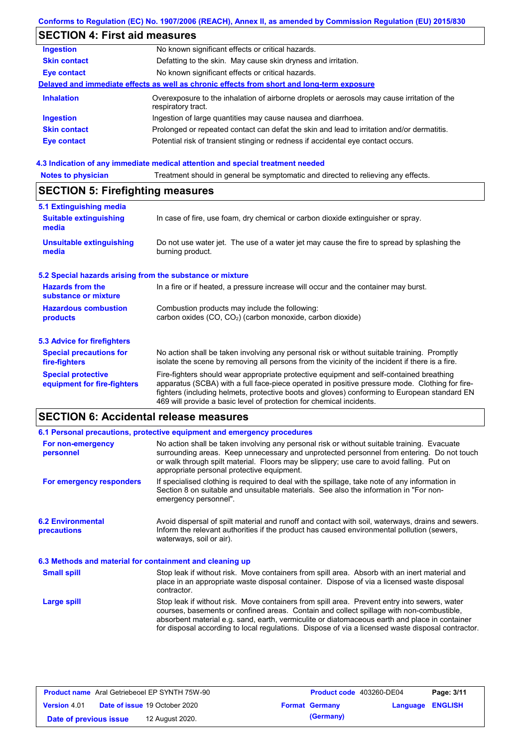## SECTION 4: First aid measures

| | |
|---|---|
| **Ingestion** | No known significant effects or critical hazards. |
| **Skin contact** | Defatting to the skin. May cause skin dryness and irritation. |
| **Eye contact** | No known significant effects or critical hazards. |

**Delayed and immediate effects as well as chronic effects from short and long-term exposure**

| | |
|---|---|
| **Inhalation** | Overexposure to the inhalation of airborne droplets or aerosols may cause irritation of the respiratory tract. |
| **Ingestion** | Ingestion of large quantities may cause nausea and diarrhoea. |
| **Skin contact** | Prolonged or repeated contact can defat the skin and lead to irritation and/or dermatitis. |
| **Eye contact** | Potential risk of transient stinging or redness if accidental eye contact occurs. |

### 4.3 Indication of any immediate medical attention and special treatment needed

| | |
|---|---|
| **Notes to physician** | Treatment should in general be symptomatic and directed to relieving any effects. |

## SECTION 5: Firefighting measures

### 5.1 Extinguishing media

| | |
|---|---|
| **Suitable extinguishing media** | In case of fire, use foam, dry chemical or carbon dioxide extinguisher or spray. |
| **Unsuitable extinguishing media** | Do not use water jet. The use of a water jet may cause the fire to spread by splashing the burning product. |

### 5.2 Special hazards arising from the substance or mixture

| | |
|---|---|
| **Hazards from the substance or mixture** | In a fire or if heated, a pressure increase will occur and the container may burst. |
| **Hazardous combustion products** | Combustion products may include the following: carbon oxides (CO, $CO_2$) (carbon monoxide, carbon dioxide) |

### 5.3 Advice for firefighters

| | |
|---|---|
| **Special precautions for fire-fighters** | No action shall be taken involving any personal risk or without suitable training. Promptly isolate the scene by removing all persons from the vicinity of the incident if there is a fire. |
| **Special protective equipment for fire-fighters** | Fire-fighters should wear appropriate protective equipment and self-contained breathing apparatus (SCBA) with a full face-piece operated in positive pressure mode. Clothing for fire-fighters (including helmets, protective boots and gloves) conforming to European standard EN 469 will provide a basic level of protection for chemical incidents. |

## SECTION 6: Accidental release measures

### 6.1 Personal precautions, protective equipment and emergency procedures

| | |
|---|---|
| **For non-emergency personnel** | No action shall be taken involving any personal risk or without suitable training. Evacuate surrounding areas. Keep unnecessary and unprotected personnel from entering. Do not touch or walk through spilt material. Floors may be slippery; use care to avoid falling. Put on appropriate personal protective equipment. |
| **For emergency responders** | If specialised clothing is required to deal with the spillage, take note of any information in Section 8 on suitable and unsuitable materials. See also the information in "For non-emergency personnel". |

| | |
|---|---|
| **6.2 Environmental precautions** | Avoid dispersal of spilt material and runoff and contact with soil, waterways, drains and sewers. Inform the relevant authorities if the product has caused environmental pollution (sewers, waterways, soil or air). |

### 6.3 Methods and material for containment and cleaning up

| | |
|---|---|
| **Small spill** | Stop leak if without risk. Move containers from spill area. Absorb with an inert material and place in an appropriate waste disposal container. Dispose of via a licensed waste disposal contractor. |
| **Large spill** | Stop leak if without risk. Move containers from spill area. Prevent entry into sewers, water courses, basements or confined areas. Contain and collect spillage with non-combustible, absorbent material e.g. sand, earth, vermiculite or diatomaceous earth and place in container for disposal according to local regulations. Dispose of via a licensed waste disposal contractor. |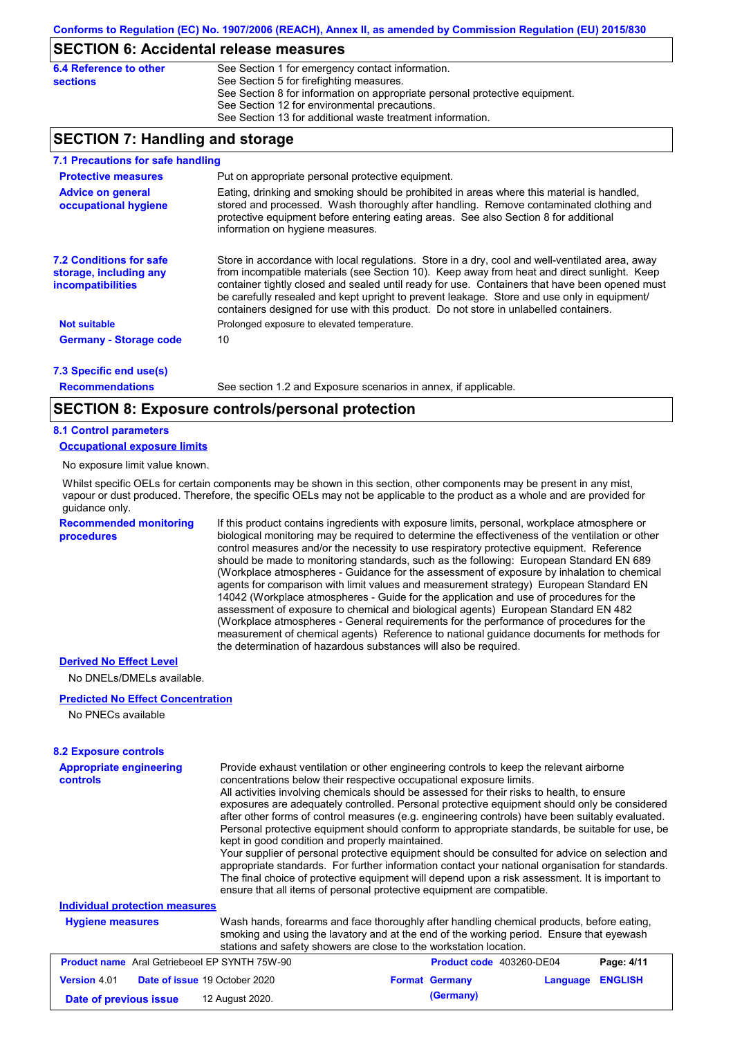## SECTION 6: Accidental release measures

**6.4 Reference to other sections**

See Section 1 for emergency contact information.
See Section 5 for firefighting measures.
See Section 8 for information on appropriate personal protective equipment.
See Section 12 for environmental precautions.
See Section 13 for additional waste treatment information.

## SECTION 7: Handling and storage

### 7.1 Precautions for safe handling

**Protective measures**

Put on appropriate personal protective equipment.

**Advice on general occupational hygiene**

Eating, drinking and smoking should be prohibited in areas where this material is handled, stored and processed. Wash thoroughly after handling. Remove contaminated clothing and protective equipment before entering eating areas. See also Section 8 for additional information on hygiene measures.

### 7.2 Conditions for safe storage, including any incompatibilities

Store in accordance with local regulations. Store in a dry, cool and well-ventilated area, away from incompatible materials (see Section 10). Keep away from heat and direct sunlight. Keep container tightly closed and sealed until ready for use. Containers that have been opened must be carefully resealed and kept upright to prevent leakage. Store and use only in equipment/ containers designed for use with this product. Do not store in unlabelled containers.

**Not suitable**

Prolonged exposure to elevated temperature.

**Germany - Storage code**

10

### 7.3 Specific end use(s)

**Recommendations**

See section 1.2 and Exposure scenarios in annex, if applicable.

## SECTION 8: Exposure controls/personal protection

### 8.1 Control parameters

**Occupational exposure limits**

No exposure limit value known.

Whilst specific OELs for certain components may be shown in this section, other components may be present in any mist, vapour or dust produced. Therefore, the specific OELs may not be applicable to the product as a whole and are provided for guidance only.

**Recommended monitoring procedures**

If this product contains ingredients with exposure limits, personal, workplace atmosphere or biological monitoring may be required to determine the effectiveness of the ventilation or other control measures and/or the necessity to use respiratory protective equipment. Reference should be made to monitoring standards, such as the following: European Standard EN 689 (Workplace atmospheres - Guidance for the assessment of exposure by inhalation to chemical agents for comparison with limit values and measurement strategy) European Standard EN 14042 (Workplace atmospheres - Guide for the application and use of procedures for the assessment of exposure to chemical and biological agents) European Standard EN 482 (Workplace atmospheres - General requirements for the performance of procedures for the measurement of chemical agents) Reference to national guidance documents for methods for the determination of hazardous substances will also be required.

**Derived No Effect Level**

No DNELs/DMELs available.

**Predicted No Effect Concentration**

No PNECs available

### 8.2 Exposure controls

**Appropriate engineering controls**

Provide exhaust ventilation or other engineering controls to keep the relevant airborne concentrations below their respective occupational exposure limits.
All activities involving chemicals should be assessed for their risks to health, to ensure exposures are adequately controlled. Personal protective equipment should only be considered after other forms of control measures (e.g. engineering controls) have been suitably evaluated. Personal protective equipment should conform to appropriate standards, be suitable for use, be kept in good condition and properly maintained.
Your supplier of personal protective equipment should be consulted for advice on selection and appropriate standards. For further information contact your national organisation for standards. The final choice of protective equipment will depend upon a risk assessment. It is important to ensure that all items of personal protective equipment are compatible.

**Individual protection measures**

**Hygiene measures**

Wash hands, forearms and face thoroughly after handling chemical products, before eating, smoking and using the lavatory and at the end of the working period. Ensure that eyewash stations and safety showers are close to the workstation location.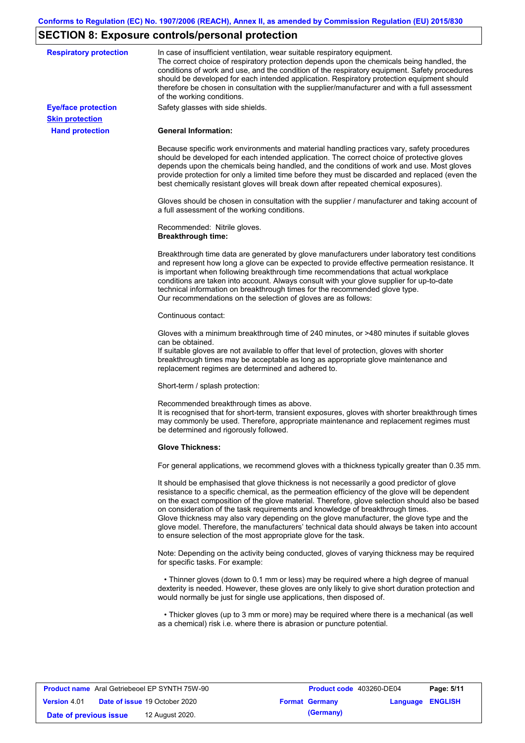## SECTION 8: Exposure controls/personal protection

**Respiratory protection**

In case of insufficient ventilation, wear suitable respiratory equipment.
The correct choice of respiratory protection depends upon the chemicals being handled, the conditions of work and use, and the condition of the respiratory equipment. Safety procedures should be developed for each intended application. Respiratory protection equipment should therefore be chosen in consultation with the supplier/manufacturer and with a full assessment of the working conditions.

**Eye/face protection**

Safety glasses with side shields.

**Skin protection**

**Hand protection**

**General Information:**

Because specific work environments and material handling practices vary, safety procedures should be developed for each intended application. The correct choice of protective gloves depends upon the chemicals being handled, and the conditions of work and use. Most gloves provide protection for only a limited time before they must be discarded and replaced (even the best chemically resistant gloves will break down after repeated chemical exposures).

Gloves should be chosen in consultation with the supplier / manufacturer and taking account of a full assessment of the working conditions.

Recommended: Nitrile gloves.
**Breakthrough time:**

Breakthrough time data are generated by glove manufacturers under laboratory test conditions and represent how long a glove can be expected to provide effective permeation resistance. It is important when following breakthrough time recommendations that actual workplace conditions are taken into account. Always consult with your glove supplier for up-to-date technical information on breakthrough times for the recommended glove type.
Our recommendations on the selection of gloves are as follows:

Continuous contact:

Gloves with a minimum breakthrough time of 240 minutes, or >480 minutes if suitable gloves can be obtained.
If suitable gloves are not available to offer that level of protection, gloves with shorter breakthrough times may be acceptable as long as appropriate glove maintenance and replacement regimes are determined and adhered to.

Short-term / splash protection:

Recommended breakthrough times as above.
It is recognised that for short-term, transient exposures, gloves with shorter breakthrough times may commonly be used. Therefore, appropriate maintenance and replacement regimes must be determined and rigorously followed.

**Glove Thickness:**

For general applications, we recommend gloves with a thickness typically greater than 0.35 mm.

It should be emphasised that glove thickness is not necessarily a good predictor of glove resistance to a specific chemical, as the permeation efficiency of the glove will be dependent on the exact composition of the glove material. Therefore, glove selection should also be based on consideration of the task requirements and knowledge of breakthrough times.
Glove thickness may also vary depending on the glove manufacturer, the glove type and the glove model. Therefore, the manufacturers' technical data should always be taken into account to ensure selection of the most appropriate glove for the task.

Note: Depending on the activity being conducted, gloves of varying thickness may be required for specific tasks. For example:

- Thinner gloves (down to 0.1 mm or less) may be required where a high degree of manual dexterity is needed. However, these gloves are only likely to give short duration protection and would normally be just for single use applications, then disposed of.

- Thicker gloves (up to 3 mm or more) may be required where there is a mechanical (as well as a chemical) risk i.e. where there is abrasion or puncture potential.

| **Product name** Aral Getriebeoel EP SYNTH 75W-90 | **Product code** 403260-DE04 | **Page: 5/11** |
|---|---|---|
| **Version** 4.01 **Date of issue** 19 October 2020 | **Format Germany (Germany)** | **Language ENGLISH** |
| **Date of previous issue** 12 August 2020. | | |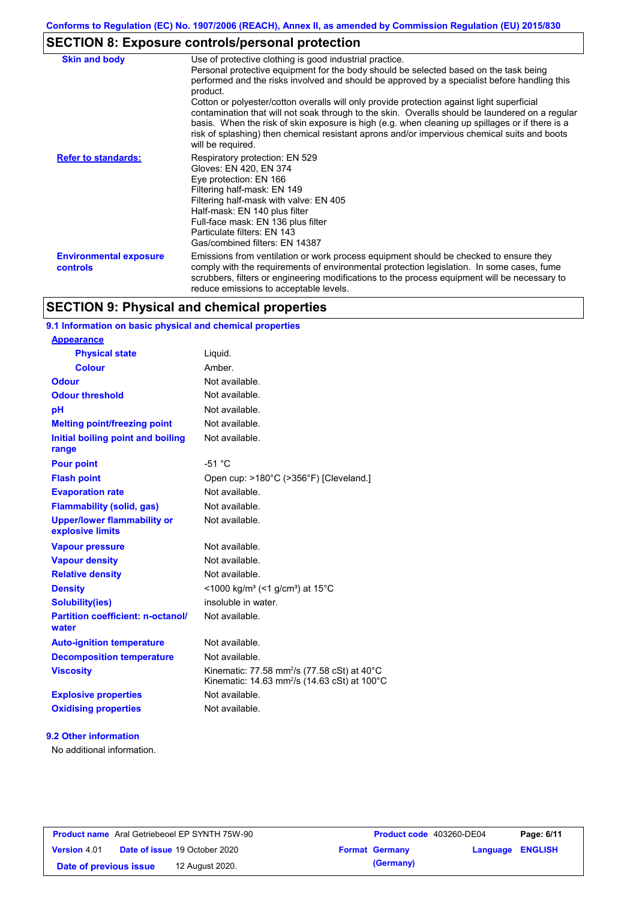## SECTION 8: Exposure controls/personal protection

| | |
|---|---|
| **Skin and body** | Use of protective clothing is good industrial practice. Personal protective equipment for the body should be selected based on the task being performed and the risks involved and should be approved by a specialist before handling this product. Cotton or polyester/cotton overalls will only provide protection against light superficial contamination that will not soak through to the skin. Overalls should be laundered on a regular basis. When the risk of skin exposure is high (e.g. when cleaning up spillages or if there is a risk of splashing) then chemical resistant aprons and/or impervious chemical suits and boots will be required. |
| **Refer to standards:** | Respiratory protection: EN 529<br>Gloves: EN 420, EN 374<br>Eye protection: EN 166<br>Filtering half-mask: EN 149<br>Filtering half-mask with valve: EN 405<br>Half-mask: EN 140 plus filter<br>Full-face mask: EN 136 plus filter<br>Particulate filters: EN 143<br>Gas/combined filters: EN 14387 |
| **Environmental exposure controls** | Emissions from ventilation or work process equipment should be checked to ensure they comply with the requirements of environmental protection legislation. In some cases, fume scrubbers, filters or engineering modifications to the process equipment will be necessary to reduce emissions to acceptable levels. |

## SECTION 9: Physical and chemical properties

### 9.1 Information on basic physical and chemical properties

| | |
|---|---|
| **Appearance** | |
| **Physical state** | Liquid. |
| **Colour** | Amber. |
| **Odour** | Not available. |
| **Odour threshold** | Not available. |
| **pH** | Not available. |
| **Melting point/freezing point** | Not available. |
| **Initial boiling point and boiling range** | Not available. |
| **Pour point** | -51 °C |
| **Flash point** | Open cup: >180°C (>356°F) [Cleveland.] |
| **Evaporation rate** | Not available. |
| **Flammability (solid, gas)** | Not available. |
| **Upper/lower flammability or explosive limits** | Not available. |
| **Vapour pressure** | Not available. |
| **Vapour density** | Not available. |
| **Relative density** | Not available. |
| **Density** | <1000 kg/m³ (<1 g/cm³) at 15°C |
| **Solubility(ies)** | insoluble in water. |
| **Partition coefficient: n-octanol/water** | Not available. |
| **Auto-ignition temperature** | Not available. |
| **Decomposition temperature** | Not available. |
| **Viscosity** | Kinematic: 77.58 mm²/s (77.58 cSt) at 40°C<br>Kinematic: 14.63 mm²/s (14.63 cSt) at 100°C |
| **Explosive properties** | Not available. |
| **Oxidising properties** | Not available. |

### 9.2 Other information

No additional information.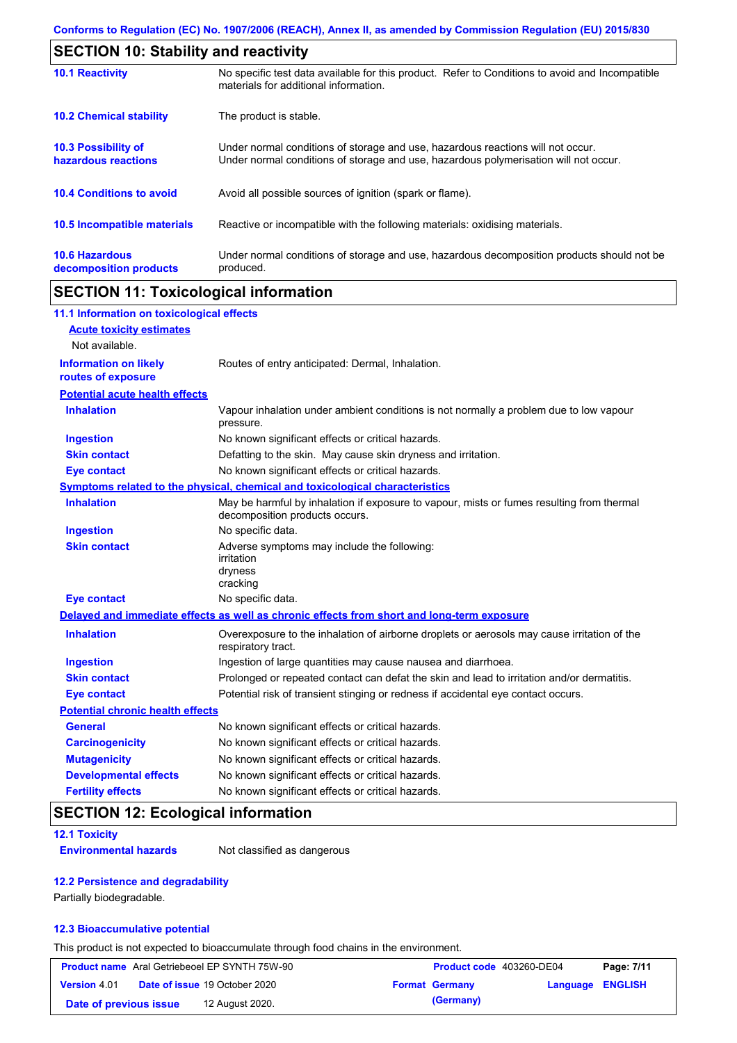## SECTION 10: Stability and reactivity

| | |
|---|---|
| **10.1 Reactivity** | No specific test data available for this product. Refer to Conditions to avoid and Incompatible materials for additional information. |
| **10.2 Chemical stability** | The product is stable. |
| **10.3 Possibility of hazardous reactions** | Under normal conditions of storage and use, hazardous reactions will not occur. Under normal conditions of storage and use, hazardous polymerisation will not occur. |
| **10.4 Conditions to avoid** | Avoid all possible sources of ignition (spark or flame). |
| **10.5 Incompatible materials** | Reactive or incompatible with the following materials: oxidising materials. |
| **10.6 Hazardous decomposition products** | Under normal conditions of storage and use, hazardous decomposition products should not be produced. |

## SECTION 11: Toxicological information

### 11.1 Information on toxicological effects

**Acute toxicity estimates**

Not available.

**Information on likely routes of exposure**: Routes of entry anticipated: Dermal, Inhalation.

**Potential acute health effects**

| | |
|---|---|
| **Inhalation** | Vapour inhalation under ambient conditions is not normally a problem due to low vapour pressure. |
| **Ingestion** | No known significant effects or critical hazards. |
| **Skin contact** | Defatting to the skin. May cause skin dryness and irritation. |
| **Eye contact** | No known significant effects or critical hazards. |

**Symptoms related to the physical, chemical and toxicological characteristics**

| | |
|---|---|
| **Inhalation** | May be harmful by inhalation if exposure to vapour, mists or fumes resulting from thermal decomposition products occurs. |
| **Ingestion** | No specific data. |
| **Skin contact** | Adverse symptoms may include the following:<br>irritation<br>dryness<br>cracking |
| **Eye contact** | No specific data. |

**Delayed and immediate effects as well as chronic effects from short and long-term exposure**

| | |
|---|---|
| **Inhalation** | Overexposure to the inhalation of airborne droplets or aerosols may cause irritation of the respiratory tract. |
| **Ingestion** | Ingestion of large quantities may cause nausea and diarrhoea. |
| **Skin contact** | Prolonged or repeated contact can defat the skin and lead to irritation and/or dermatitis. |
| **Eye contact** | Potential risk of transient stinging or redness if accidental eye contact occurs. |

**Potential chronic health effects**

| | |
|---|---|
| **General** | No known significant effects or critical hazards. |
| **Carcinogenicity** | No known significant effects or critical hazards. |
| **Mutagenicity** | No known significant effects or critical hazards. |
| **Developmental effects** | No known significant effects or critical hazards. |
| **Fertility effects** | No known significant effects or critical hazards. |

## SECTION 12: Ecological information

### 12.1 Toxicity

**Environmental hazards**: Not classified as dangerous

### 12.2 Persistence and degradability

Partially biodegradable.

### 12.3 Bioaccumulative potential

This product is not expected to bioaccumulate through food chains in the environment.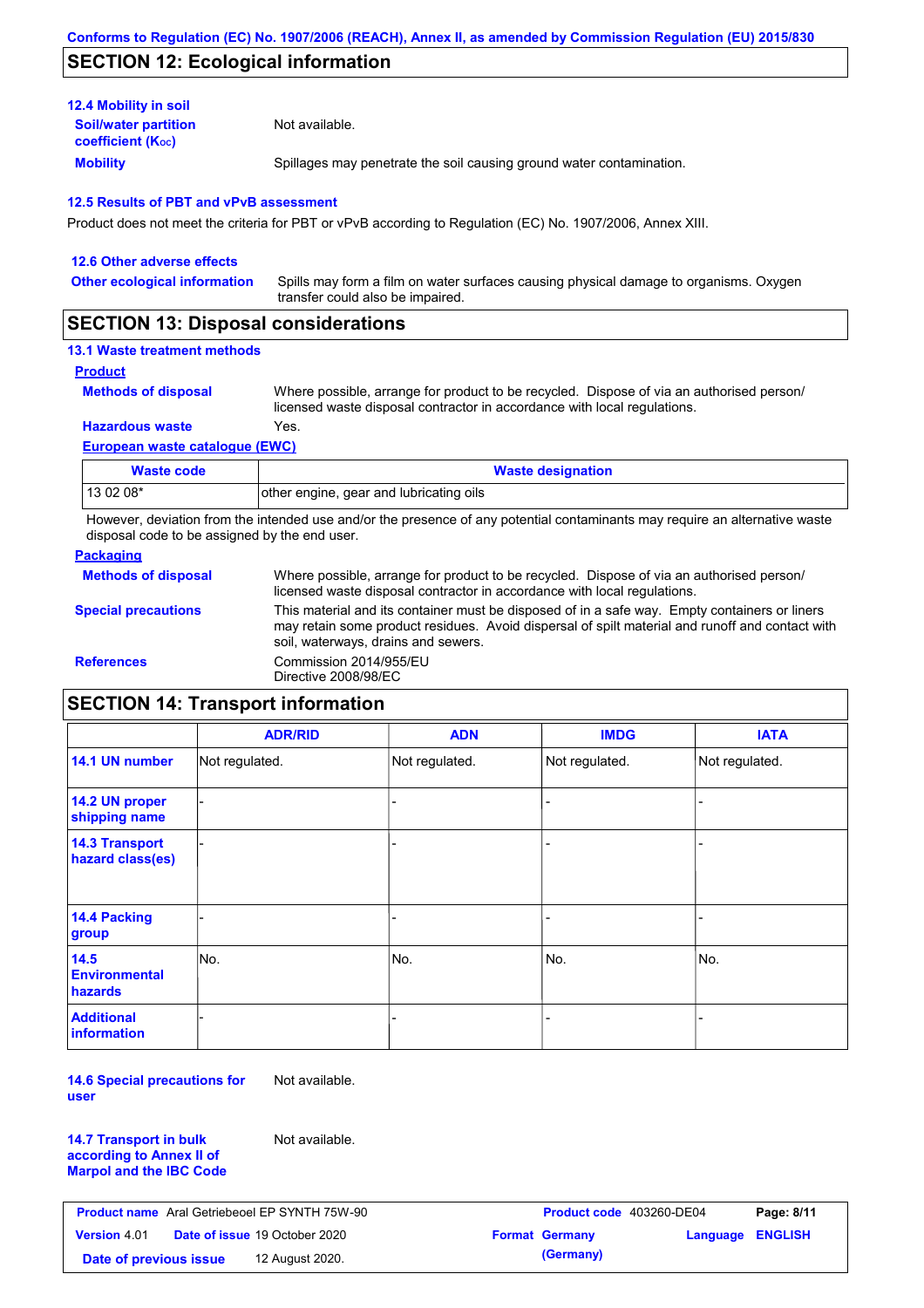## SECTION 12: Ecological information

### 12.4 Mobility in soil

**Soil/water partition coefficient ($K_{OC}$)**: Not available.

**Mobility**: Spillages may penetrate the soil causing ground water contamination.

### 12.5 Results of PBT and vPvB assessment

Product does not meet the criteria for PBT or vPvB according to Regulation (EC) No. 1907/2006, Annex XIII.

### 12.6 Other adverse effects

**Other ecological information**: Spills may form a film on water surfaces causing physical damage to organisms. Oxygen transfer could also be impaired.

## SECTION 13: Disposal considerations

### 13.1 Waste treatment methods

**Product**

**Methods of disposal**: Where possible, arrange for product to be recycled. Dispose of via an authorised person/ licensed waste disposal contractor in accordance with local regulations.

**Hazardous waste**: Yes.

**European waste catalogue (EWC)**

| Waste code | Waste designation |
|---|---|
| 13 02 08* | other engine, gear and lubricating oils |

However, deviation from the intended use and/or the presence of any potential contaminants may require an alternative waste disposal code to be assigned by the end user.

**Packaging**

**Methods of disposal**: Where possible, arrange for product to be recycled. Dispose of via an authorised person/ licensed waste disposal contractor in accordance with local regulations.

**Special precautions**: This material and its container must be disposed of in a safe way. Empty containers or liners may retain some product residues. Avoid dispersal of spilt material and runoff and contact with soil, waterways, drains and sewers.

**References**: Commission 2014/955/EU
Directive 2008/98/EC

## SECTION 14: Transport information

| | ADR/RID | ADN | IMDG | IATA |
|---|---|---|---|---|
| 14.1 UN number | Not regulated. | Not regulated. | Not regulated. | Not regulated. |
| 14.2 UN proper shipping name | - | - | - | - |
| 14.3 Transport hazard class(es) | - | - | - | - |
| 14.4 Packing group | - | - | - | - |
| 14.5 Environmental hazards | No. | No. | No. | No. |
| Additional information | - | - | - | - |

**14.6 Special precautions for user**: Not available.

**14.7 Transport in bulk according to Annex II of Marpol and the IBC Code**: Not available.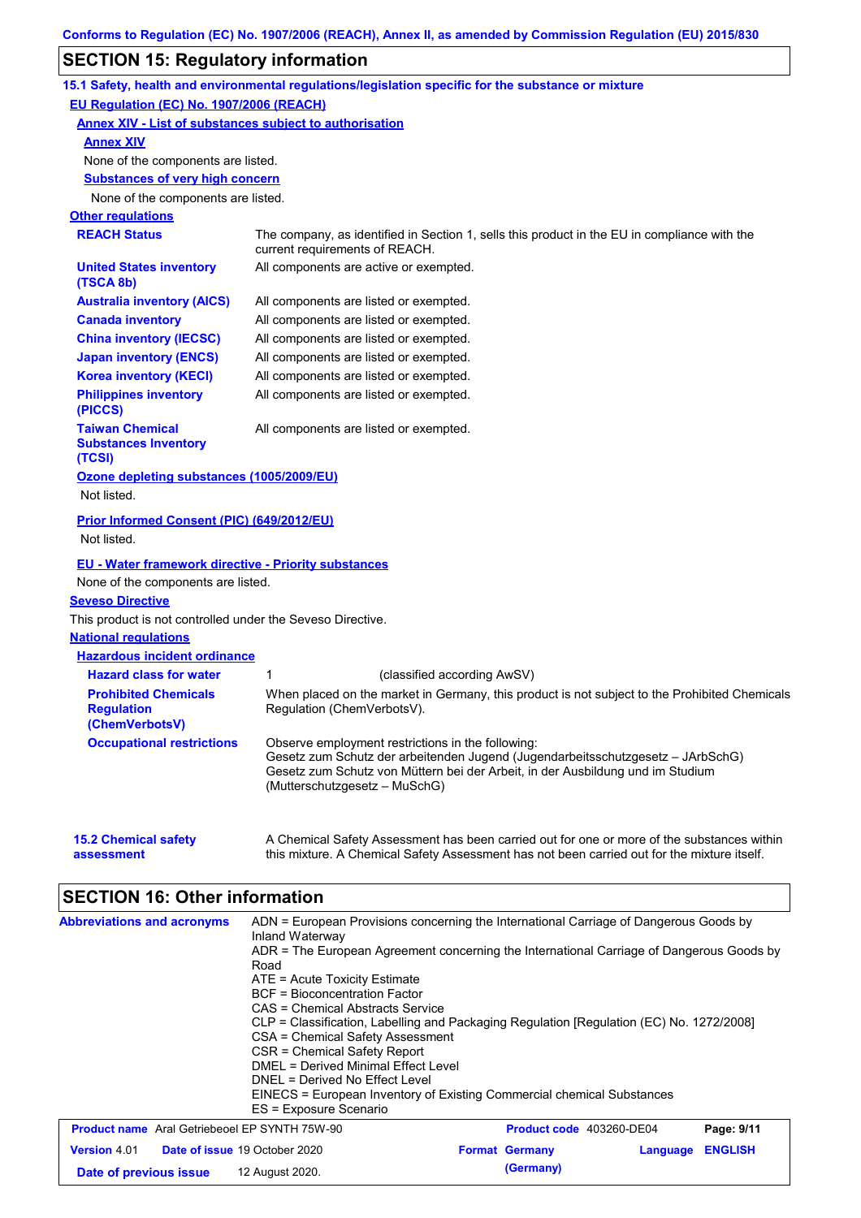## SECTION 15: Regulatory information

### 15.1 Safety, health and environmental regulations/legislation specific for the substance or mixture

**EU Regulation (EC) No. 1907/2006 (REACH)**

**Annex XIV - List of substances subject to authorisation**

**Annex XIV**

None of the components are listed.

**Substances of very high concern**

None of the components are listed.

**Other regulations**

| | |
|---|---|
| **REACH Status** | The company, as identified in Section 1, sells this product in the EU in compliance with the current requirements of REACH. |
| **United States inventory (TSCA 8b)** | All components are active or exempted. |
| **Australia inventory (AICS)** | All components are listed or exempted. |
| **Canada inventory** | All components are listed or exempted. |
| **China inventory (IECSC)** | All components are listed or exempted. |
| **Japan inventory (ENCS)** | All components are listed or exempted. |
| **Korea inventory (KECI)** | All components are listed or exempted. |
| **Philippines inventory (PICCS)** | All components are listed or exempted. |
| **Taiwan Chemical Substances Inventory (TCSI)** | All components are listed or exempted. |

**Ozone depleting substances (1005/2009/EU)**

Not listed.

**Prior Informed Consent (PIC) (649/2012/EU)**

Not listed.

**EU - Water framework directive - Priority substances**

None of the components are listed.

**Seveso Directive**

This product is not controlled under the Seveso Directive.

**National regulations**

**Hazardous incident ordinance**

| | |
|---|---|
| **Hazard class for water** | 1 (classified according AwSV) |
| **Prohibited Chemicals Regulation (ChemVerbotsV)** | When placed on the market in Germany, this product is not subject to the Prohibited Chemicals Regulation (ChemVerbotsV). |
| **Occupational restrictions** | Observe employment restrictions in the following:<br>Gesetz zum Schutz der arbeitenden Jugend (Jugendarbeitsschutzgesetz – JArbSchG)<br>Gesetz zum Schutz von Müttern bei der Arbeit, in der Ausbildung und im Studium (Mutterschutzgesetz – MuSchG) |

**15.2 Chemical safety assessment**: A Chemical Safety Assessment has been carried out for one or more of the substances within this mixture. A Chemical Safety Assessment has not been carried out for the mixture itself.

## SECTION 16: Other information

**Abbreviations and acronyms**

ADN = European Provisions concerning the International Carriage of Dangerous Goods by Inland Waterway
ADR = The European Agreement concerning the International Carriage of Dangerous Goods by Road
ATE = Acute Toxicity Estimate
BCF = Bioconcentration Factor
CAS = Chemical Abstracts Service
CLP = Classification, Labelling and Packaging Regulation [Regulation (EC) No. 1272/2008]
CSA = Chemical Safety Assessment
CSR = Chemical Safety Report
DMEL = Derived Minimal Effect Level
DNEL = Derived No Effect Level
EINECS = European Inventory of Existing Commercial chemical Substances
ES = Exposure Scenario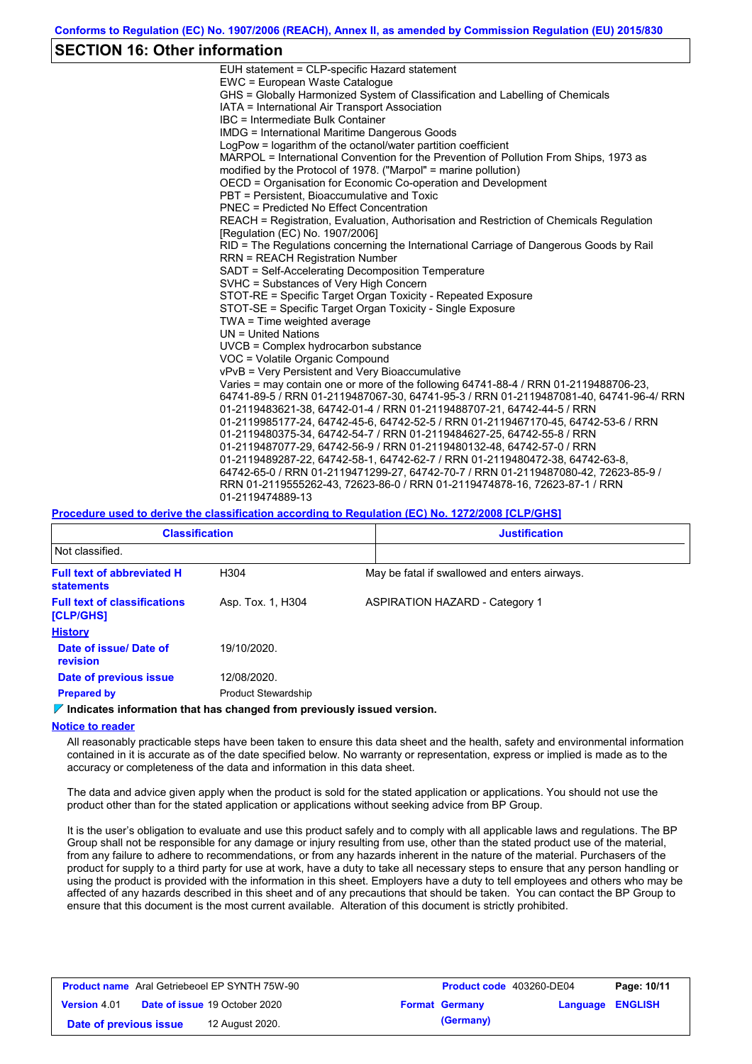## SECTION 16: Other information

EUH statement = CLP-specific Hazard statement
EWC = European Waste Catalogue
GHS = Globally Harmonized System of Classification and Labelling of Chemicals
IATA = International Air Transport Association
IBC = Intermediate Bulk Container
IMDG = International Maritime Dangerous Goods
LogPow = logarithm of the octanol/water partition coefficient
MARPOL = International Convention for the Prevention of Pollution From Ships, 1973 as modified by the Protocol of 1978. ("Marpol" = marine pollution)
OECD = Organisation for Economic Co-operation and Development
PBT = Persistent, Bioaccumulative and Toxic
PNEC = Predicted No Effect Concentration
REACH = Registration, Evaluation, Authorisation and Restriction of Chemicals Regulation [Regulation (EC) No. 1907/2006]
RID = The Regulations concerning the International Carriage of Dangerous Goods by Rail
RRN = REACH Registration Number
SADT = Self-Accelerating Decomposition Temperature
SVHC = Substances of Very High Concern
STOT-RE = Specific Target Organ Toxicity - Repeated Exposure
STOT-SE = Specific Target Organ Toxicity - Single Exposure
TWA = Time weighted average
UN = United Nations
UVCB = Complex hydrocarbon substance
VOC = Volatile Organic Compound
vPvB = Very Persistent and Very Bioaccumulative
Varies = may contain one or more of the following 64741-88-4 / RRN 01-2119488706-23, 64741-89-5 / RRN 01-2119487067-30, 64741-95-3 / RRN 01-2119487081-40, 64741-96-4/ RRN 01-2119483621-38, 64742-01-4 / RRN 01-2119488707-21, 64742-44-5 / RRN 01-2119985177-24, 64742-45-6, 64742-52-5 / RRN 01-2119467170-45, 64742-53-6 / RRN 01-2119480375-34, 64742-54-7 / RRN 01-2119484627-25, 64742-55-8 / RRN 01-2119487077-29, 64742-56-9 / RRN 01-2119480132-48, 64742-57-0 / RRN 01-2119489287-22, 64742-58-1, 64742-62-7 / RRN 01-2119480472-38, 64742-63-8, 64742-65-0 / RRN 01-2119471299-27, 64742-70-7 / RRN 01-2119487080-42, 72623-85-9 / RRN 01-2119555262-43, 72623-86-0 / RRN 01-2119474878-16, 72623-87-1 / RRN 01-2119474889-13

**Procedure used to derive the classification according to Regulation (EC) No. 1272/2008 [CLP/GHS]**

| Classification | Justification |
|---|---|
| Not classified. | |

**Full text of abbreviated H statements**: H304 — May be fatal if swallowed and enters airways.

**Full text of classifications [CLP/GHS]**: Asp. Tox. 1, H304 — ASPIRATION HAZARD - Category 1

**History**

**Date of issue/ Date of revision**: 19/10/2020.

**Date of previous issue**: 12/08/2020.

**Prepared by**: Product Stewardship

**Indicates information that has changed from previously issued version.**

**Notice to reader**

All reasonably practicable steps have been taken to ensure this data sheet and the health, safety and environmental information contained in it is accurate as of the date specified below. No warranty or representation, express or implied is made as to the accuracy or completeness of the data and information in this data sheet.

The data and advice given apply when the product is sold for the stated application or applications. You should not use the product other than for the stated application or applications without seeking advice from BP Group.

It is the user's obligation to evaluate and use this product safely and to comply with all applicable laws and regulations. The BP Group shall not be responsible for any damage or injury resulting from use, other than the stated product use of the material, from any failure to adhere to recommendations, or from any hazards inherent in the nature of the material. Purchasers of the product for supply to a third party for use at work, have a duty to take all necessary steps to ensure that any person handling or using the product is provided with the information in this sheet. Employers have a duty to tell employees and others who may be affected of any hazards described in this sheet and of any precautions that should be taken. You can contact the BP Group to ensure that this document is the most current available. Alteration of this document is strictly prohibited.